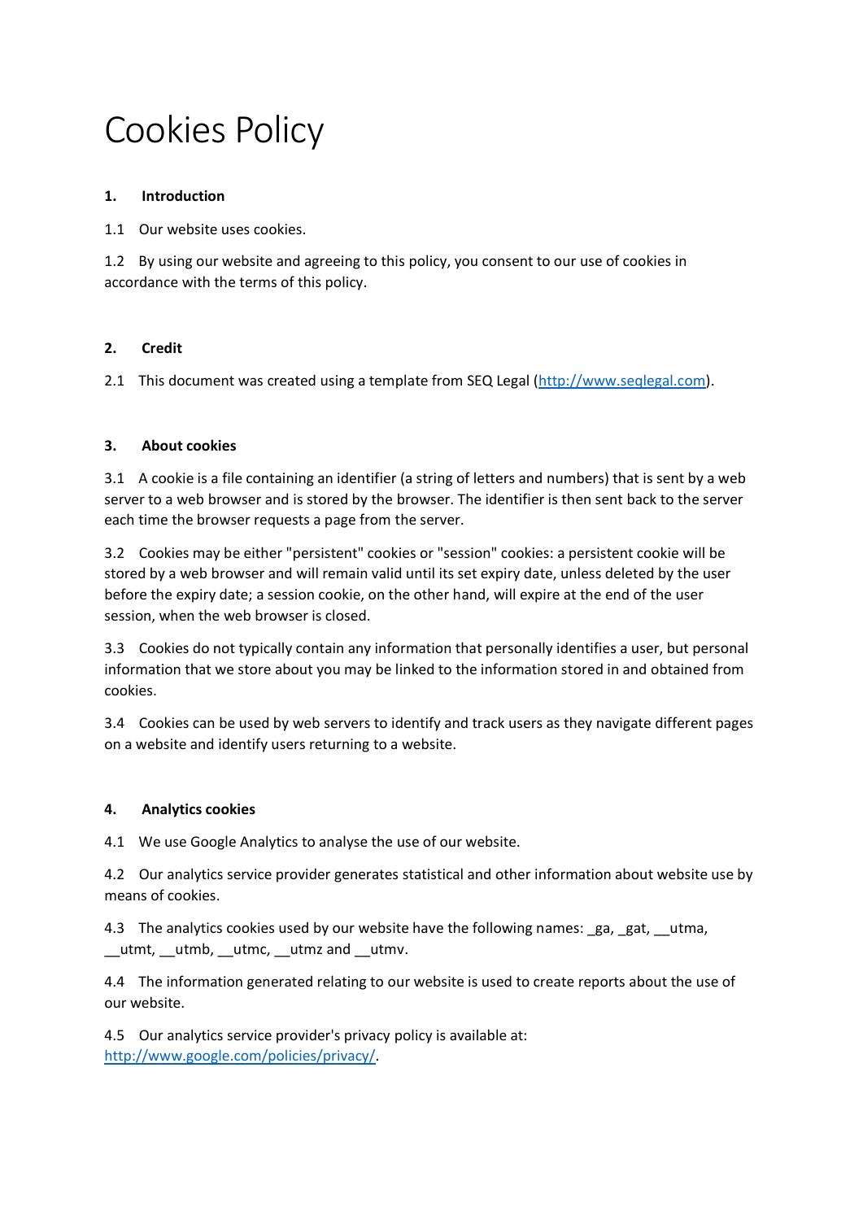# Cookies Policy

## 1. Introduction

1.1 Our website uses cookies.

1.2 By using our website and agreeing to this policy, you consent to our use of cookies in accordance with the terms of this policy.

## 2. Credit

2.1 This document was created using a template from SEQ Legal ([http://www.seqlegal.com](http://www.seqlegal.com)).

## 3. About cookies

3.1 A cookie is a file containing an identifier (a string of letters and numbers) that is sent by a web server to a web browser and is stored by the browser. The identifier is then sent back to the server each time the browser requests a page from the server.

3.2 Cookies may be either "persistent" cookies or "session" cookies: a persistent cookie will be stored by a web browser and will remain valid until its set expiry date, unless deleted by the user before the expiry date; a session cookie, on the other hand, will expire at the end of the user session, when the web browser is closed.

3.3 Cookies do not typically contain any information that personally identifies a user, but personal information that we store about you may be linked to the information stored in and obtained from cookies.

3.4 Cookies can be used by web servers to identify and track users as they navigate different pages on a website and identify users returning to a website.

## 4. Analytics cookies

4.1 We use Google Analytics to analyse the use of our website.

4.2 Our analytics service provider generates statistical and other information about website use by means of cookies.

4.3 The analytics cookies used by our website have the following names: _ga, _gat, __utma, __utmt, __utmb, __utmc, __utmz and __utmv.

4.4 The information generated relating to our website is used to create reports about the use of our website.

4.5 Our analytics service provider's privacy policy is available at: [http://www.google.com/policies/privacy/](http://www.google.com/policies/privacy/).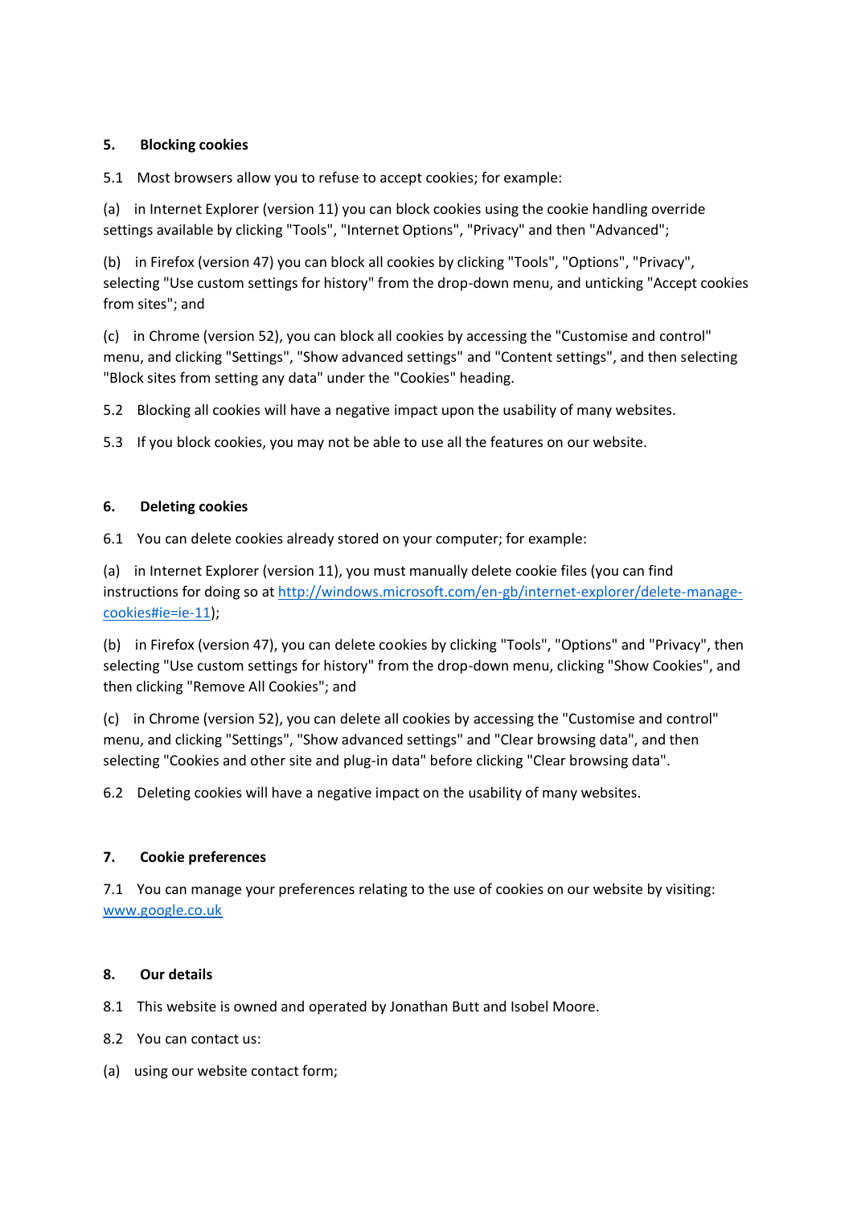## 5. Blocking cookies

5.1 Most browsers allow you to refuse to accept cookies; for example:

(a) in Internet Explorer (version 11) you can block cookies using the cookie handling override settings available by clicking "Tools", "Internet Options", "Privacy" and then "Advanced";

(b) in Firefox (version 47) you can block all cookies by clicking "Tools", "Options", "Privacy", selecting "Use custom settings for history" from the drop-down menu, and unticking "Accept cookies from sites"; and

(c) in Chrome (version 52), you can block all cookies by accessing the "Customise and control" menu, and clicking "Settings", "Show advanced settings" and "Content settings", and then selecting "Block sites from setting any data" under the "Cookies" heading.

5.2 Blocking all cookies will have a negative impact upon the usability of many websites.

5.3 If you block cookies, you may not be able to use all the features on our website.

## 6. Deleting cookies

6.1 You can delete cookies already stored on your computer; for example:

(a) in Internet Explorer (version 11), you must manually delete cookie files (you can find instructions for doing so at [http://windows.microsoft.com/en-gb/internet-explorer/delete-manage-cookies#ie=ie-11](http://windows.microsoft.com/en-gb/internet-explorer/delete-manage-cookies#ie=ie-11));

(b) in Firefox (version 47), you can delete cookies by clicking "Tools", "Options" and "Privacy", then selecting "Use custom settings for history" from the drop-down menu, clicking "Show Cookies", and then clicking "Remove All Cookies"; and

(c) in Chrome (version 52), you can delete all cookies by accessing the "Customise and control" menu, and clicking "Settings", "Show advanced settings" and "Clear browsing data", and then selecting "Cookies and other site and plug-in data" before clicking "Clear browsing data".

6.2 Deleting cookies will have a negative impact on the usability of many websites.

## 7. Cookie preferences

7.1 You can manage your preferences relating to the use of cookies on our website by visiting: [www.google.co.uk](http://www.google.co.uk)

## 8. Our details

8.1 This website is owned and operated by Jonathan Butt and Isobel Moore.

8.2 You can contact us:

(a) using our website contact form;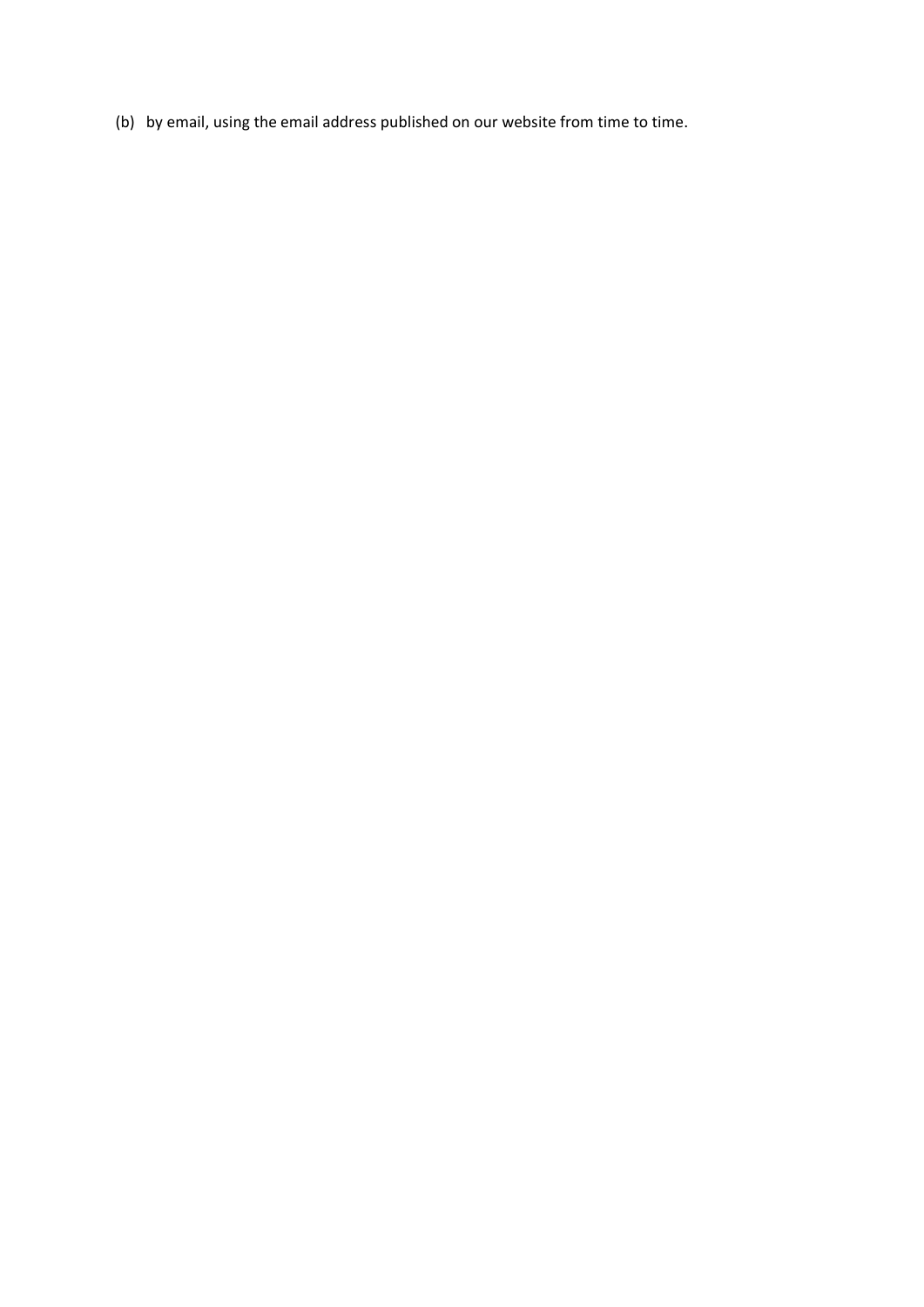(b) by email, using the email address published on our website from time to time.